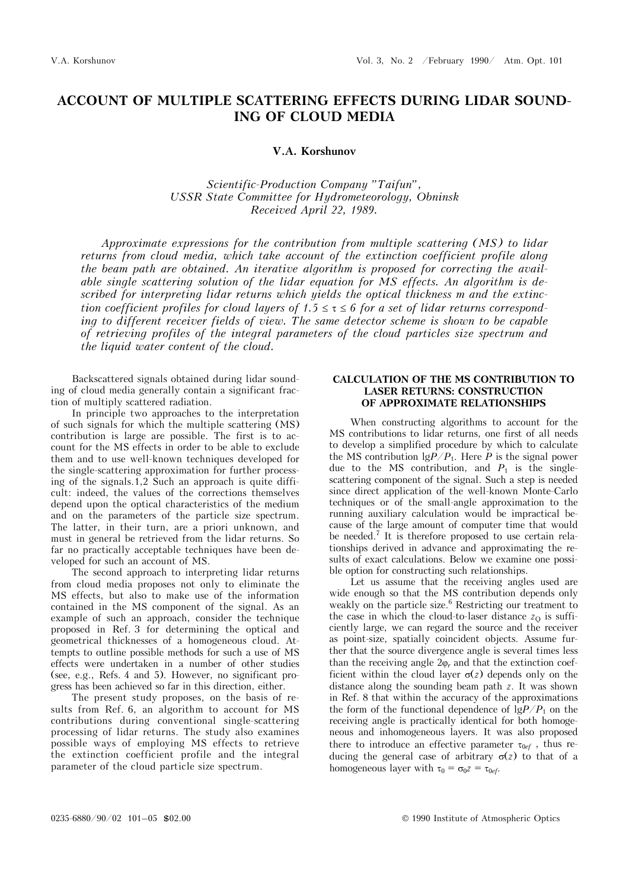# ACCOUNT OF MULTIPLE SCATTERING EFFECTS DURING LIDAR SOUNDING OF CLOUD MEDIA

**V.A. Korshunov**

*Scientific-Production Company "Taifun", USSR State Committee for Hydrometeorology, Obninsk*
*Received April 22, 1989.*

*Approximate expressions for the contribution from multiple scattering (MS) to lidar returns from cloud media, which take account of the extinction coefficient profile along the beam path are obtained. An iterative algorithm is proposed for correcting the available single scattering solution of the lidar equation for MS effects. An algorithm is described for interpreting lidar returns which yields the optical thickness m and the extinction coefficient profiles for cloud layers of $1.5 \le \tau \le 6$ for a set of lidar returns corresponding to different receiver fields of view. The same detector scheme is shown to be capable of retrieving profiles of the integral parameters of the cloud particles size spectrum and the liquid water content of the cloud.*

Backscattered signals obtained during lidar sounding of cloud media generally contain a significant fraction of multiply scattered radiation.

In principle two approaches to the interpretation of such signals for which the multiple scattering (MS) contribution is large are possible. The first is to account for the MS effects in order to be able to exclude them and to use well-known techniques developed for the single-scattering approximation for further processing of the signals.1,2 Such an approach is quite difficult: indeed, the values of the corrections themselves depend upon the optical characteristics of the medium and on the parameters of the particle size spectrum. The latter, in their turn, are a priori unknown, and must in general be retrieved from the lidar returns. So far no practically acceptable techniques have been developed for such an account of MS.

The second approach to interpreting lidar returns from cloud media proposes not only to eliminate the MS effects, but also to make use of the information contained in the MS component of the signal. As an example of such an approach, consider the technique proposed in Ref. 3 for determining the optical and geometrical thicknesses of a homogeneous cloud. Attempts to outline possible methods for such a use of MS effects were undertaken in a number of other studies (see, e.g., Refs. 4 and 5). However, no significant progress has been achieved so far in this direction, either.

The present study proposes, on the basis of results from Ref. 6, an algorithm to account for MS contributions during conventional single-scattering processing of lidar returns. The study also examines possible ways of employing MS effects to retrieve the extinction coefficient profile and the integral parameter of the cloud particle size spectrum.

## CALCULATION OF THE MS CONTRIBUTION TO LASER RETURNS: CONSTRUCTION OF APPROXIMATE RELATIONSHIPS

When constructing algorithms to account for the MS contributions to lidar returns, one first of all needs to develop a simplified procedure by which to calculate the MS contribution $\lg P/P_1$. Here $P$ is the signal power due to the MS contribution, and $P_1$ is the single-scattering component of the signal. Such a step is needed since direct application of the well-known Monte-Carlo techniques or of the small-angle approximation to the running auxiliary calculation would be impractical because of the large amount of computer time that would be needed.[7] It is therefore proposed to use certain relationships derived in advance and approximating the results of exact calculations. Below we examine one possible option for constructing such relationships.

Let us assume that the receiving angles used are wide enough so that the MS contribution depends only weakly on the particle size.[6] Restricting our treatment to the case in which the cloud-to-laser distance $z_Q$ is sufficiently large, we can regard the source and the receiver as point-size, spatially coincident objects. Assume further that the source divergence angle is several times less than the receiving angle $2\varphi_r$ and that the extinction coefficient within the cloud layer $\sigma(z)$ depends only on the distance along the sounding beam path $z$. It was shown in Ref. 8 that within the accuracy of the approximations the form of the functional dependence of $\lg P/P_1$ on the receiving angle is practically identical for both homogeneous and inhomogeneous layers. It was also proposed there to introduce an effective parameter $\tau_{0ef}$, thus reducing the general case of arbitrary $\sigma(z)$ to that of a homogeneous layer with $\tau_0 = \sigma_0 z = \tau_{0ef}$.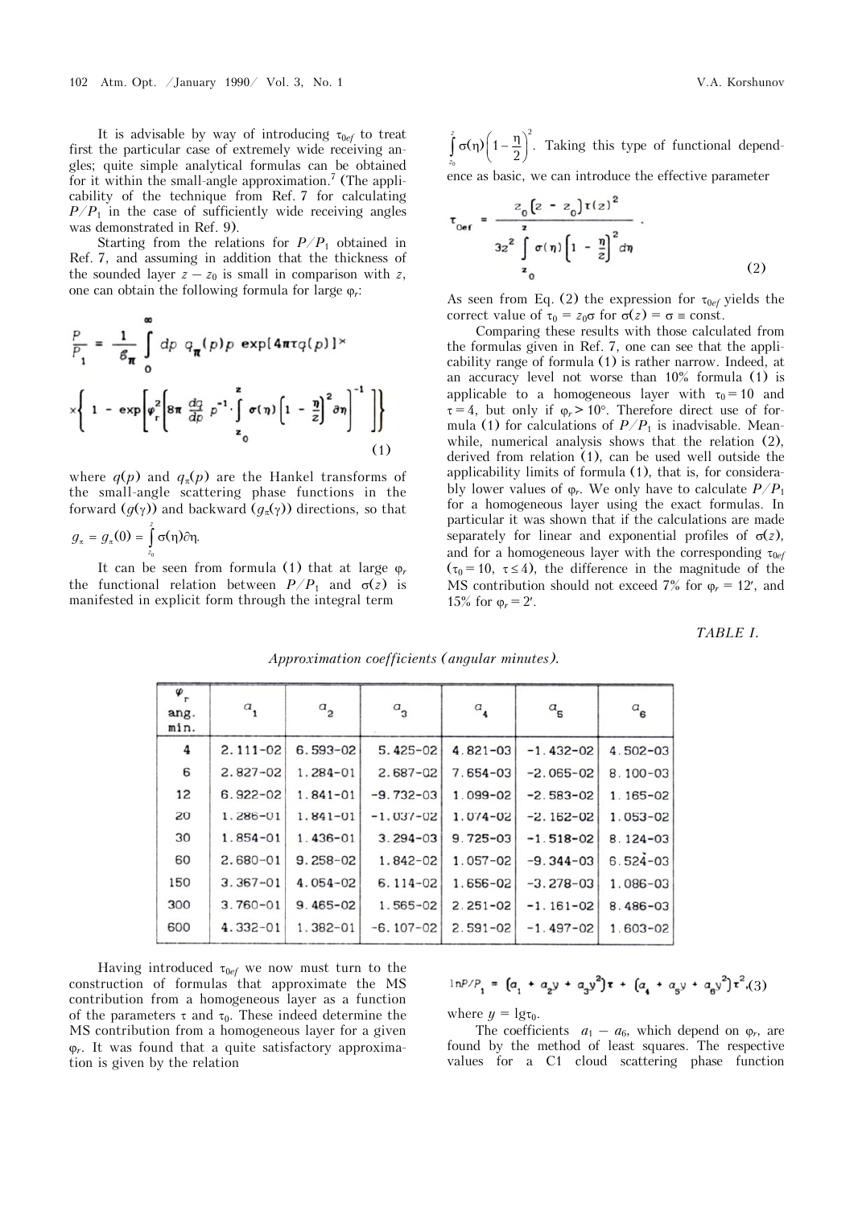It is advisable by way of introducing $\tau_{0ef}$ to treat first the particular case of extremely wide receiving angles; quite simple analytical formulas can be obtained for it within the small-angle approximation.[7] (The applicability of the technique from Ref. 7 for calculating $P/P_1$ in the case of sufficiently wide receiving angles was demonstrated in Ref. 9).

Starting from the relations for $P/P_1$ obtained in Ref. 7, and assuming in addition that the thickness of the sounded layer $z - z_0$ is small in comparison with $z$, one can obtain the following formula for large $\varphi_r$:

$$\frac{P}{P_1} = \frac{1}{g_\pi}\int_0^\infty dp\; q_\pi(p)p\,\exp[4\pi\tau q(p)]\times \left\{1 - \exp\left[\varphi_r^2\left(8\pi\,\frac{dq}{dp}\,p^{-1}\cdot\int_{z_0}^{z}\sigma(\eta)\left(1-\frac{\eta}{z}\right)^2\partial\eta\right)^{-1}\right]\right\} \tag{1}$$

where $q(p)$ and $q_\pi(p)$ are the Hankel transforms of the small-angle scattering phase functions in the forward ($g(\gamma)$) and backward ($g_\pi(\gamma)$) directions, so that $g_\pi = g_\pi(0) = \int_{z_0}^{z}\sigma(\eta)\partial\eta.$

It can be seen from formula (1) that at large $\varphi_r$ the functional relation between $P/P_1$ and $\sigma(z)$ is manifested in explicit form through the integral term $\int_{z_0}^{z}\sigma(\eta)\left(1-\frac{\eta}{2}\right)^2$. Taking this type of functional dependence as basic, we can introduce the effective parameter

$$\tau_{0ef} = \frac{z_0\left(z - z_0\right)\tau(z)^2}{3z^2\int_{z_0}^{z}\sigma(\eta)\left[1-\frac{\eta}{z}\right]^2 d\eta}\,. \tag{2}$$

As seen from Eq. (2) the expression for $\tau_{0ef}$ yields the correct value of $\tau_0 = z_0\sigma$ for $\sigma(z) = \sigma \equiv \text{const}$.

Comparing these results with those calculated from the formulas given in Ref. 7, one can see that the applicability range of formula (1) is rather narrow. Indeed, at an accuracy level not worse than 10% formula (1) is applicable to a homogeneous layer with $\tau_0 = 10$ and $\tau = 4$, but only if $\varphi_r > 10°$. Therefore direct use of formula (1) for calculations of $P/P_1$ is inadvisable. Meanwhile, numerical analysis shows that the relation (2), derived from relation (1), can be used well outside the applicability limits of formula (1), that is, for considerably lower values of $\varphi_r$. We only have to calculate $P/P_1$ for a homogeneous layer using the exact formulas. In particular it was shown that if the calculations are made separately for linear and exponential profiles of $\sigma(z)$, and for a homogeneous layer with the corresponding $\tau_{0ef}$ ($\tau_0 = 10$, $\tau \le 4$), the difference in the magnitude of the MS contribution should not exceed 7% for $\varphi_r = 12'$, and 15% for $\varphi_r = 2'$.

TABLE I.

*Approximation coefficients (angular minutes).*

| $\varphi_r$ ang. min. | $a_1$ | $a_2$ | $a_3$ | $a_4$ | $a_5$ | $a_6$ |
|---|---|---|---|---|---|---|
| 4 | 2.111-02 | 6.593-02 | 5.425-02 | 4.821-03 | -1.432-02 | 4.502-03 |
| 6 | 2.827-02 | 1.284-01 | 2.687-02 | 7.654-03 | -2.065-02 | 8.100-03 |
| 12 | 6.922-02 | 1.841-01 | -9.732-03 | 1.099-02 | -2.583-02 | 1.165-02 |
| 20 | 1.286-01 | 1.841-01 | -1.037-02 | 1.074-02 | -2.162-02 | 1.053-02 |
| 30 | 1.854-01 | 1.436-01 | 3.294-03 | 9.725-03 | -1.518-02 | 8.124-03 |
| 60 | 2.680-01 | 9.258-02 | 1.842-02 | 1.057-02 | -9.344-03 | 6.524-03 |
| 150 | 3.367-01 | 4.054-02 | 6.114-02 | 1.656-02 | -3.278-03 | 1.086-03 |
| 300 | 3.760-01 | 9.465-02 | 1.565-02 | 2.251-02 | -1.161-02 | 8.486-03 |
| 600 | 4.332-01 | 1.382-01 | -6.107-02 | 2.591-02 | -1.497-02 | 1.603-02 |

Having introduced $\tau_{0ef}$ we now must turn to the construction of formulas that approximate the MS contribution from a homogeneous layer as a function of the parameters $\tau$ and $\tau_0$. These indeed determine the MS contribution from a homogeneous layer for a given $\varphi_r$. It was found that a quite satisfactory approximation is given by the relation

$$\ln P/P_1 = \left(a_1 + a_2 y + a_3 y^2\right)\tau + \left(a_4 + a_5 y + a_6 y^2\right)\tau^2, \tag{3}$$

where $y = \lg\tau_0$.

The coefficients $a_1 - a_6$, which depend on $\varphi_r$, are found by the method of least squares. The respective values for a C1 cloud scattering phase function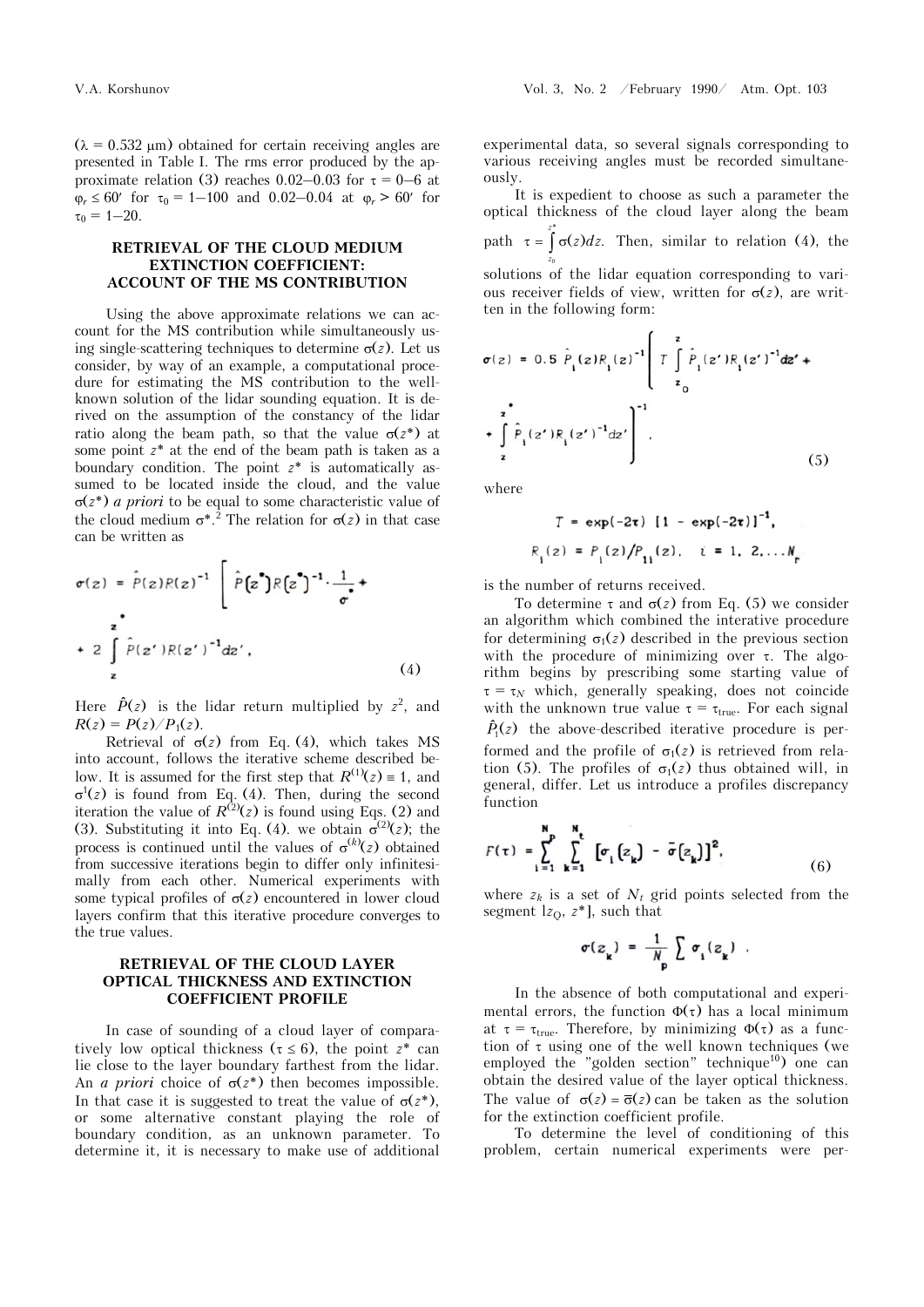($\lambda = 0.532$ μm) obtained for certain receiving angles are presented in Table I. The rms error produced by the approximate relation (3) reaches 0.02–0.03 for $\tau = 0$–$6$ at $\varphi_r \le 60'$ for $\tau_0 = 1$–$100$ and 0.02–0.04 at $\varphi_r > 60'$ for $\tau_0 = 1$–$20$.

## RETRIEVAL OF THE CLOUD MEDIUM EXTINCTION COEFFICIENT: ACCOUNT OF THE MS CONTRIBUTION

Using the above approximate relations we can account for the MS contribution while simultaneously using single-scattering techniques to determine $\sigma(z)$. Let us consider, by way of an example, a computational procedure for estimating the MS contribution to the well-known solution of the lidar sounding equation. It is derived on the assumption of the constancy of the lidar ratio along the beam path, so that the value $\sigma(z^*)$ at some point $z^*$ at the end of the beam path is taken as a boundary condition. The point $z^*$ is automatically assumed to be located inside the cloud, and the value $\sigma(z^*)$ *a priori* to be equal to some characteristic value of the cloud medium $\sigma^*$.[2] The relation for $\sigma(z)$ in that case can be written as

$$\sigma(z) = \hat{P}(z)R(z)^{-1}\left[\hat{P}(z^*)R(z^*)^{-1}\cdot\frac{1}{\sigma^*} + 2\int_z^{z^*}\hat{P}(z')R(z')^{-1}dz'\right], \tag{4}$$

Here $\hat{P}(z)$ is the lidar return multiplied by $z^2$, and $R(z) = P(z)/P_1(z)$.

Retrieval of $\sigma(z)$ from Eq. (4), which takes MS into account, follows the iterative scheme described below. It is assumed for the first step that $R^{(1)}(z) \equiv 1$, and $\sigma^1(z)$ is found from Eq. (4). Then, during the second iteration the value of $R^{(2)}(z)$ is found using Eqs. (2) and (3). Substituting it into Eq. (4). we obtain $\sigma^{(2)}(z)$; the process is continued until the values of $\sigma^{(k)}(z)$ obtained from successive iterations begin to differ only infinitesimally from each other. Numerical experiments with some typical profiles of $\sigma(z)$ encountered in lower cloud layers confirm that this iterative procedure converges to the true values.

## RETRIEVAL OF THE CLOUD LAYER OPTICAL THICKNESS AND EXTINCTION COEFFICIENT PROFILE

In case of sounding of a cloud layer of comparatively low optical thickness ($\tau \le 6$), the point $z^*$ can lie close to the layer boundary farthest from the lidar. An *a priori* choice of $\sigma(z^*)$ then becomes impossible. In that case it is suggested to treat the value of $\sigma(z^*)$, or some alternative constant playing the role of boundary condition, as an unknown parameter. To determine it, it is necessary to make use of additional experimental data, so several signals corresponding to various receiving angles must be recorded simultaneously.

It is expedient to choose as such a parameter the optical thickness of the cloud layer along the beam path $\tau = \int_{z_0}^{z^*}\sigma(z)dz$. Then, similar to relation (4), the solutions of the lidar equation corresponding to various receiver fields of view, written for $\sigma(z)$, are written in the following form:

$$\sigma(z) = 0.5\,\hat{P}_1(z)R_1(z)^{-1}\left[T\int_{z_0}^{z}\hat{P}_1(z')R_1(z')^{-1}dz' + \int_z^{z^*}\hat{P}_1(z')R_1(z')^{-1}dz'\right]^{-1}, \tag{5}$$

where

$$T = \exp(-2\tau)\,[1 - \exp(-2\tau)]^{-1},$$

$$R_1(z) = P_1(z)/P_{11}(z), \quad i = 1, 2, \dots N_r$$

is the number of returns received.

To determine $\tau$ and $\sigma(z)$ from Eq. (5) we consider an algorithm which combined the interative procedure for determining $\sigma_1(z)$ described in the previous section with the procedure of minimizing over $\tau$. The algorithm begins by prescribing some starting value of $\tau = \tau_N$ which, generally speaking, does not coincide with the unknown true value $\tau = \tau_{\text{true}}$. For each signal $\hat{P}_1(z)$ the above-described iterative procedure is performed and the profile of $\sigma_1(z)$ is retrieved from relation (5). The profiles of $\sigma_1(z)$ thus obtained will, in general, differ. Let us introduce a profiles discrepancy function

$$F(\tau) = \sum_{i=1}^{N_p}\sum_{k=1}^{N_t}\left[\sigma_1(z_k) - \bar{\sigma}(z_k)\right]^2, \tag{6}$$

where $z_k$ is a set of $N_t$ grid points selected from the segment $[z_Q, z^*]$, such that

$$\sigma(z_k) = \frac{1}{N_p}\sum \sigma_1(z_k)\ .$$

In the absence of both computational and experimental errors, the function $\Phi(\tau)$ has a local minimum at $\tau = \tau_{\text{true}}$. Therefore, by minimizing $\Phi(\tau)$ as a function of $\tau$ using one of the well known techniques (we employed the "golden section" technique[10]) one can obtain the desired value of the layer optical thickness. The value of $\sigma(z) = \bar{\sigma}(z)$ can be taken as the solution for the extinction coefficient profile.

To determine the level of conditioning of this problem, certain numerical experiments were per-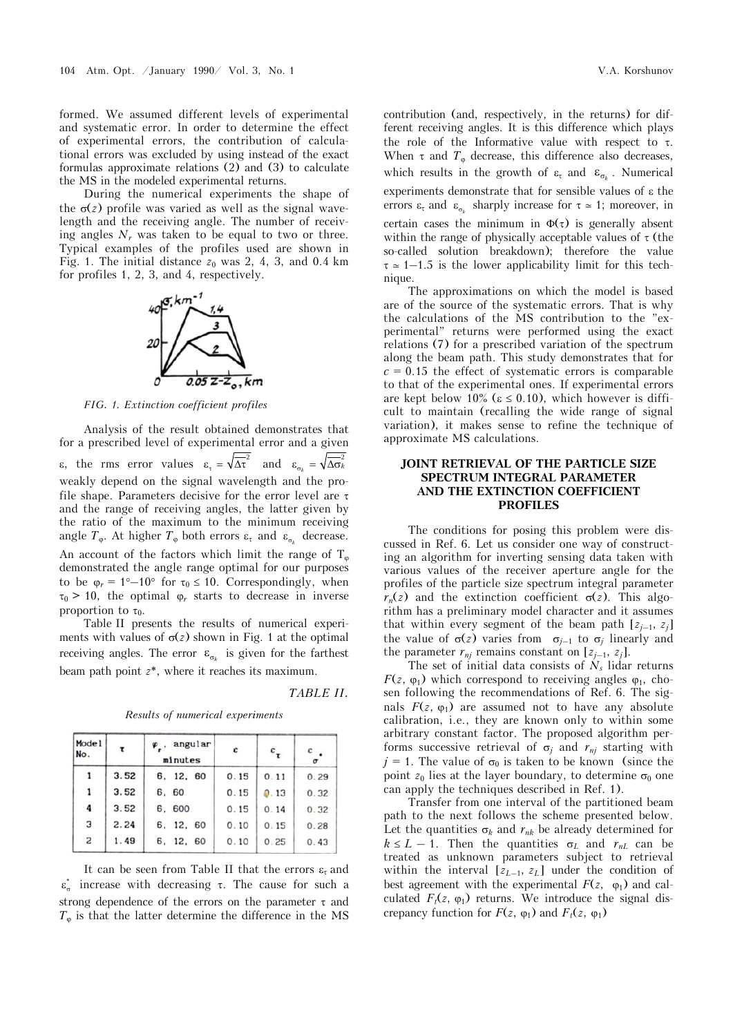formed. We assumed different levels of experimental and systematic error. In order to determine the effect of experimental errors, the contribution of calculational errors was excluded by using instead of the exact formulas approximate relations (2) and (3) to calculate the MS in the modeled experimental returns.

During the numerical experiments the shape of the $\sigma(z)$ profile was varied as well as the signal wavelength and the receiving angle. The number of receiving angles $N_r$ was taken to be equal to two or three. Typical examples of the profiles used are shown in Fig. 1. The initial distance $z_0$ was 2, 4, 3, and 0.4 km for profiles 1, 2, 3, and 4, respectively.

*FIG. 1. Extinction coefficient profiles*

Analysis of the result obtained demonstrates that for a prescribed level of experimental error and a given $\varepsilon$, the rms error values $\varepsilon_\tau = \sqrt{\overline{\Delta\tau^2}}$ and $\varepsilon_{\sigma_k} = \sqrt{\overline{\Delta\sigma_k^2}}$ weakly depend on the signal wavelength and the profile shape. Parameters decisive for the error level are $\tau$ and the range of receiving angles, the latter given by the ratio of the maximum to the minimum receiving angle $T_\varphi$. At higher $T_\varphi$ both errors $\varepsilon_\tau$ and $\varepsilon_{\sigma_k}$ decrease. An account of the factors which limit the range of $T_\varphi$ demonstrated the angle range optimal for our purposes to be $\varphi_r = 1°–10°$ for $\tau_0 \le 10$. Correspondingly, when $\tau_0 > 10$, the optimal $\varphi_r$ starts to decrease in inverse proportion to $\tau_0$.

Table II presents the results of numerical experiments with values of $\sigma(z)$ shown in Fig. 1 at the optimal receiving angles. The error $\varepsilon_{\sigma_k}$ is given for the farthest beam path point $z^*$, where it reaches its maximum.

*TABLE II.*

*Results of numerical experiments*

| Model No. | $\tau$ | $\varphi_r$, angular minutes | $\varepsilon$ | $\varepsilon_\tau$ | $\varepsilon_\sigma^*$ |
|---|---|---|---|---|---|
| 1 | 3.52 | 6, 12, 60 | 0.15 | 0.11 | 0.29 |
| 1 | 3.52 | 6, 60 | 0.15 | 0.13 | 0.32 |
| 4 | 3.52 | 6, 600 | 0.15 | 0.14 | 0.32 |
| 3 | 2.24 | 6, 12, 60 | 0.10 | 0.15 | 0.28 |
| 2 | 1.49 | 6, 12, 60 | 0.10 | 0.25 | 0.43 |

It can be seen from Table II that the errors $\varepsilon_\tau$ and $\varepsilon_\sigma^*$ increase with decreasing $\tau$. The cause for such a strong dependence of the errors on the parameter $\tau$ and $T_\varphi$ is that the latter determine the difference in the MS contribution (and, respectively, in the returns) for different receiving angles. It is this difference which plays the role of the Informative value with respect to $\tau$. When $\tau$ and $T_\varphi$ decrease, this difference also decreases, which results in the growth of $\varepsilon_\tau$ and $\varepsilon_{\sigma_k}$. Numerical experiments demonstrate that for sensible values of $\varepsilon$ the errors $\varepsilon_\tau$ and $\varepsilon_{\sigma_k}$ sharply increase for $\tau \simeq 1$; moreover, in certain cases the minimum in $\Phi(\tau)$ is generally absent within the range of physically acceptable values of $\tau$ (the so-called solution breakdown); therefore the value $\tau \simeq 1–1.5$ is the lower applicability limit for this technique.

The approximations on which the model is based are of the source of the systematic errors. That is why the calculations of the MS contribution to the "experimental" returns were performed using the exact relations (7) for a prescribed variation of the spectrum along the beam path. This study demonstrates that for $c = 0.15$ the effect of systematic errors is comparable to that of the experimental ones. If experimental errors are kept below 10% ($\varepsilon \le 0.10$), which however is difficult to maintain (recalling the wide range of signal variation), it makes sense to refine the technique of approximate MS calculations.

## JOINT RETRIEVAL OF THE PARTICLE SIZE SPECTRUM INTEGRAL PARAMETER AND THE EXTINCTION COEFFICIENT PROFILES

The conditions for posing this problem were discussed in Ref. 6. Let us consider one way of constructing an algorithm for inverting sensing data taken with various values of the receiver aperture angle for the profiles of the particle size spectrum integral parameter $r_n(z)$ and the extinction coefficient $\sigma(z)$. This algorithm has a preliminary model character and it assumes that within every segment of the beam path $[z_{j-1}, z_j]$ the value of $\sigma(z)$ varies from $\sigma_{j-1}$ to $\sigma_j$ linearly and the parameter $r_{nj}$ remains constant on $[z_{j-1}, z_j]$.

The set of initial data consists of $N_s$ lidar returns $F(z, \varphi_1)$ which correspond to receiving angles $\varphi_1$, chosen following the recommendations of Ref. 6. The signals $F(z, \varphi_1)$ are assumed not to have any absolute calibration, i.e., they are known only to within some arbitrary constant factor. The proposed algorithm performs successive retrieval of $\sigma_j$ and $r_{nj}$ starting with $j = 1$. The value of $\sigma_0$ is taken to be known (since the point $z_0$ lies at the layer boundary, to determine $\sigma_0$ one can apply the techniques described in Ref. 1).

Transfer from one interval of the partitioned beam path to the next follows the scheme presented below. Let the quantities $\sigma_k$ and $r_{nk}$ be already determined for $k \le L - 1$. Then the quantities $\sigma_L$ and $r_{nL}$ can be treated as unknown parameters subject to retrieval within the interval $[z_{L-1}, z_L]$ under the condition of best agreement with the experimental $F(z, \varphi_1)$ and calculated $F_t(z, \varphi_1)$ returns. We introduce the signal discrepancy function for $F(z, \varphi_1)$ and $F_t(z, \varphi_1)$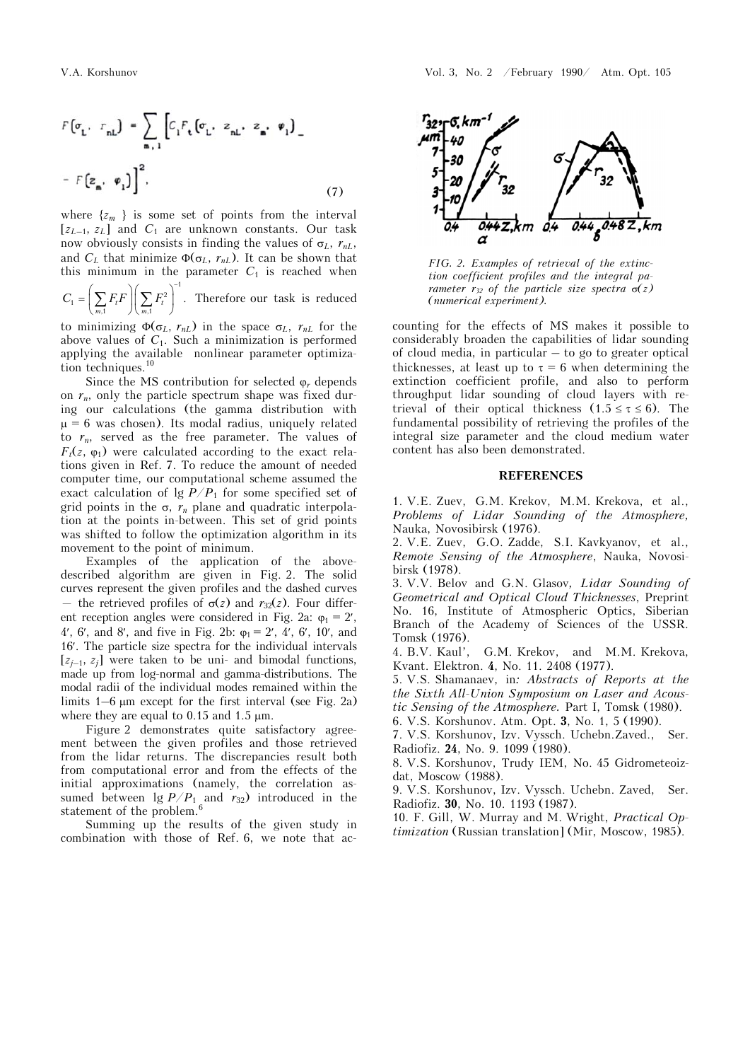$$F(\sigma_L, r_{nL}) = \sum_{m,1} \left[C_1 F_t(\sigma_L, z_{nL}, z_m, \varphi_1) - F(z_m, \varphi_1)\right]^2, \tag{7}$$

where $\{z_m\}$ is some set of points from the interval $[z_{L-1}, z_L]$ and $C_1$ are unknown constants. Our task now obviously consists in finding the values of $\sigma_L$, $r_{nL}$, and $C_L$ that minimize $\Phi(\sigma_L, r_{nL})$. It can be shown that this minimum in the parameter $C_1$ is reached when $C_1 = \left(\sum_{m,1} F_t F\right)\left(\sum_{m,1} F_t^2\right)^{-1}$. Therefore our task is reduced to minimizing $\Phi(\sigma_L, r_{nL})$ in the space $\sigma_L$, $r_{nL}$ for the above values of $C_1$. Such a minimization is performed applying the available nonlinear parameter optimization techniques.[10]

Since the MS contribution for selected $\varphi_r$ depends on $r_n$, only the particle spectrum shape was fixed during our calculations (the gamma distribution with $\mu = 6$ was chosen). Its modal radius, uniquely related to $r_n$, served as the free parameter. The values of $F_t(z, \varphi_1)$ were calculated according to the exact relations given in Ref. 7. To reduce the amount of needed computer time, our computational scheme assumed the exact calculation of $\lg P/P_1$ for some specified set of grid points in the $\sigma$, $r_n$ plane and quadratic interpolation at the points in-between. This set of grid points was shifted to follow the optimization algorithm in its movement to the point of minimum.

Examples of the application of the above-described algorithm are given in Fig. 2. The solid curves represent the given profiles and the dashed curves – the retrieved profiles of $\sigma(z)$ and $r_{32}(z)$. Four different reception angles were considered in Fig. 2a: $\varphi_1 = 2'$, $4'$, $6'$, and $8'$, and five in Fig. 2b: $\varphi_1 = 2'$, $4'$, $6'$, $10'$, and $16'$. The particle size spectra for the individual intervals $[z_{j-1}, z_j]$ were taken to be uni- and bimodal functions, made up from log-normal and gamma-distributions. The modal radii of the individual modes remained within the limits 1–6 μm except for the first interval (see Fig. 2a) where they are equal to 0.15 and 1.5 μm.

Figure 2 demonstrates quite satisfactory agreement between the given profiles and those retrieved from the lidar returns. The discrepancies result both from computational error and from the effects of the initial approximations (namely, the correlation assumed between $\lg P/P_1$ and $r_{32}$) introduced in the statement of the problem.[6]

Summing up the results of the given study in combination with those of Ref. 6, we note that accounting for the effects of MS makes it possible to considerably broaden the capabilities of lidar sounding of cloud media, in particular – to go to greater optical thicknesses, at least up to $\tau = 6$ when determining the extinction coefficient profile, and also to perform throughput lidar sounding of cloud layers with retrieval of their optical thickness ($1.5 \le \tau \le 6$). The fundamental possibility of retrieving the profiles of the integral size parameter and the cloud medium water content has also been demonstrated.

$r_{32}$, μm
σ, km⁻¹
40
30
20
10
7
5
3
1
σ
$r_{32}$
0.4
0.44
Z, km
a
σ
$r_{32}$
0.4
0.44
0.48
Z, km
б

*FIG. 2. Examples of retrieval of the extinction coefficient profiles and the integral parameter $r_{32}$ of the particle size spectra $\sigma(z)$ (numerical experiment).*

## REFERENCES

1. V.E. Zuev, G.M. Krekov, M.M. Krekova, et al., *Problems of Lidar Sounding of the Atmosphere*, Nauka, Novosibirsk (1976).
2. V.E. Zuev, G.O. Zadde, S.I. Kavkyanov, et al., *Remote Sensing of the Atmosphere*, Nauka, Novosibirsk (1978).
3. V.V. Belov and G.N. Glasov, *Lidar Sounding of Geometrical and Optical Cloud Thicknesses*, Preprint No. 16, Institute of Atmospheric Optics, Siberian Branch of the Academy of Sciences of the USSR. Tomsk (1976).
4. B.V. Kaul', G.M. Krekov, and M.M. Krekova, Kvant. Elektron. **4**, No. 11. 2408 (1977).
5. V.S. Shamanaev, in*: Abstracts of Reports at the the Sixth All-Union Symposium on Laser and Acoustic Sensing of the Atmosphere.* Part I, Tomsk (1980).
6. V.S. Korshunov. Atm. Opt. **3**, No. 1, 5 (1990).
7. V.S. Korshunov, Izv. Vyssch. Uchebn.Zaved., Ser. Radiofiz. **24**, No. 9. 1099 (1980).
8. V.S. Korshunov, Trudy IEM, No. 45 Gidrometeoizdat, Moscow (1988).
9. V.S. Korshunov, Izv. Vyssch. Uchebn. Zaved, Ser. Radiofiz. **30**, No. 10. 1193 (1987).
10. F. Gill, W. Murray and M. Wright, *Practical Optimization* (Russian translation] (Mir, Moscow, 1985).